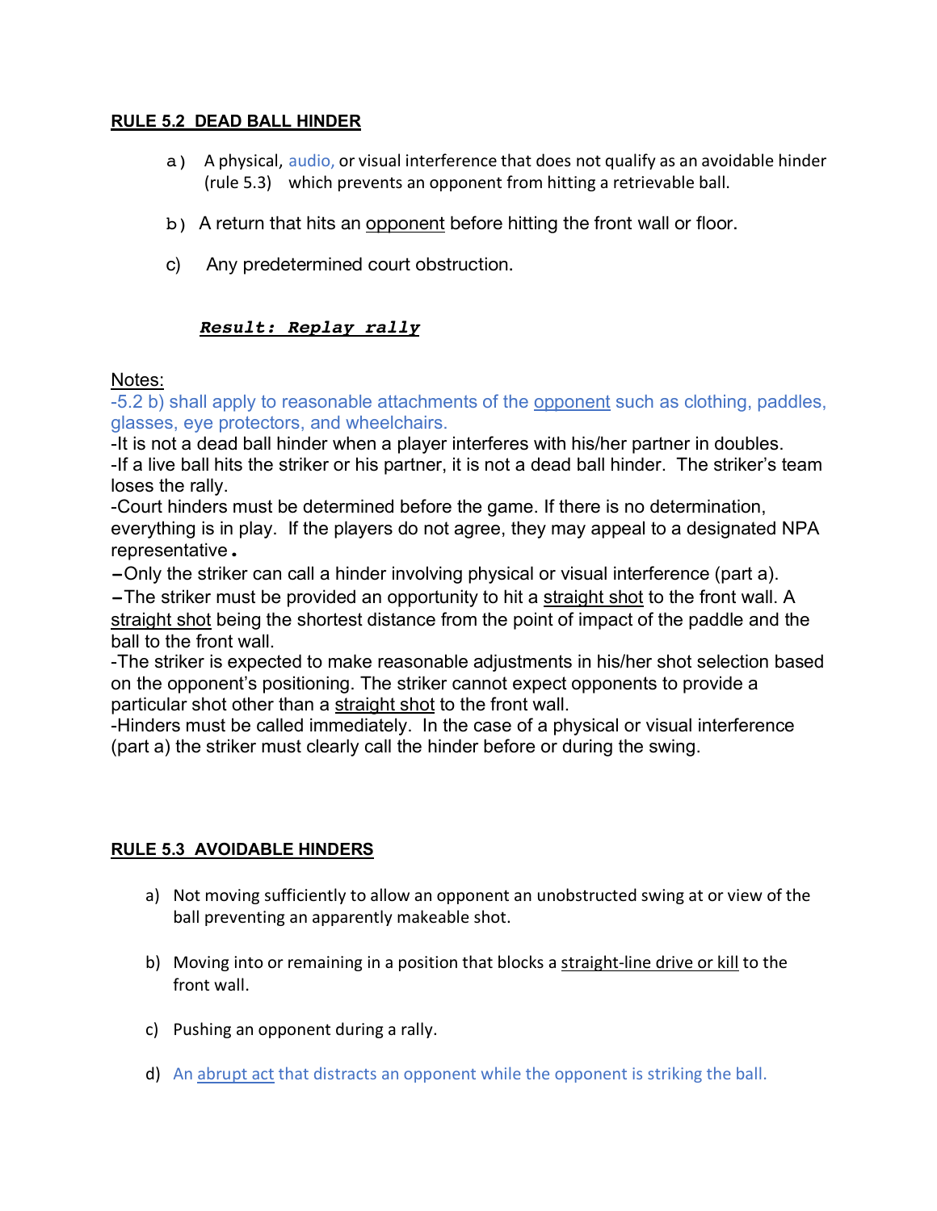## RULE 5.2 DEAD BALL HINDER

a) A physical, audio, or visual interference that does not qualify as an avoidable hinder (rule 5.3) which prevents an opponent from hitting a retrievable ball.

b) A return that hits an opponent before hitting the front wall or floor.

c) Any predetermined court obstruction.

***Result: Replay rally***

Notes:

-5.2 b) shall apply to reasonable attachments of the opponent such as clothing, paddles, glasses, eye protectors, and wheelchairs.

-It is not a dead ball hinder when a player interferes with his/her partner in doubles.

-If a live ball hits the striker or his partner, it is not a dead ball hinder. The striker's team loses the rally.

-Court hinders must be determined before the game. If there is no determination, everything is in play. If the players do not agree, they may appeal to a designated NPA representative.

-Only the striker can call a hinder involving physical or visual interference (part a).

-The striker must be provided an opportunity to hit a straight shot to the front wall. A straight shot being the shortest distance from the point of impact of the paddle and the ball to the front wall.

-The striker is expected to make reasonable adjustments in his/her shot selection based on the opponent's positioning. The striker cannot expect opponents to provide a particular shot other than a straight shot to the front wall.

-Hinders must be called immediately. In the case of a physical or visual interference (part a) the striker must clearly call the hinder before or during the swing.

## RULE 5.3 AVOIDABLE HINDERS

a) Not moving sufficiently to allow an opponent an unobstructed swing at or view of the ball preventing an apparently makeable shot.

b) Moving into or remaining in a position that blocks a straight-line drive or kill to the front wall.

c) Pushing an opponent during a rally.

d) An abrupt act that distracts an opponent while the opponent is striking the ball.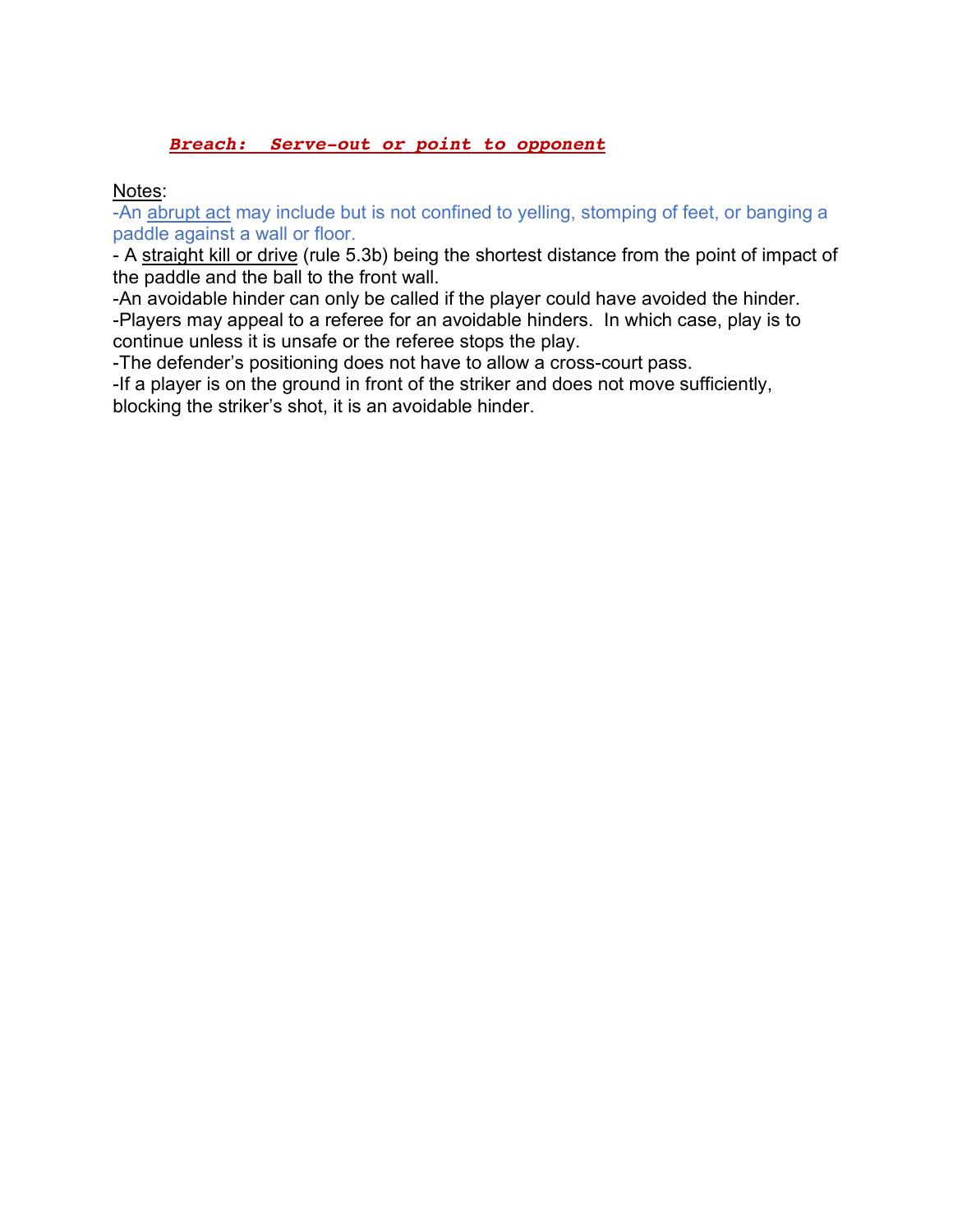***Breach: Serve-out or point to opponent***

Notes:

-An abrupt act may include but is not confined to yelling, stomping of feet, or banging a paddle against a wall or floor.

- A straight kill or drive (rule 5.3b) being the shortest distance from the point of impact of the paddle and the ball to the front wall.

-An avoidable hinder can only be called if the player could have avoided the hinder.

-Players may appeal to a referee for an avoidable hinders. In which case, play is to continue unless it is unsafe or the referee stops the play.

-The defender's positioning does not have to allow a cross-court pass.

-If a player is on the ground in front of the striker and does not move sufficiently, blocking the striker's shot, it is an avoidable hinder.